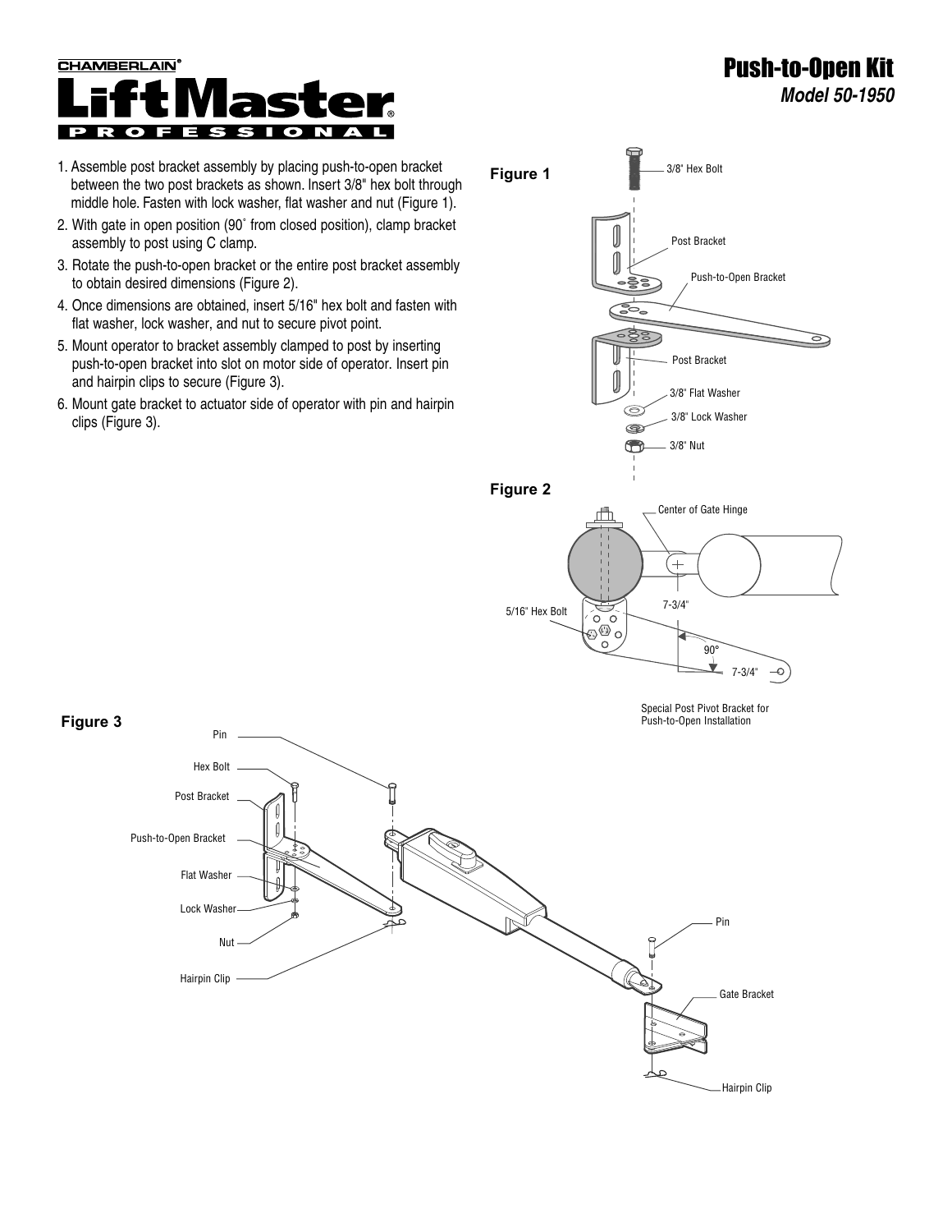CHAMBERLAIN®

LiftMaster® PROFESSIONAL

# Push-to-Open Kit

*Model 50-1950*

1. Assemble post bracket assembly by placing push-to-open bracket between the two post brackets as shown. Insert 3/8" hex bolt through middle hole. Fasten with lock washer, flat washer and nut (Figure 1).
2. With gate in open position (90˚ from closed position), clamp bracket assembly to post using C clamp.
3. Rotate the push-to-open bracket or the entire post bracket assembly to obtain desired dimensions (Figure 2).
4. Once dimensions are obtained, insert 5/16" hex bolt and fasten with flat washer, lock washer, and nut to secure pivot point.
5. Mount operator to bracket assembly clamped to post by inserting push-to-open bracket into slot on motor side of operator. Insert pin and hairpin clips to secure (Figure 3).
6. Mount gate bracket to actuator side of operator with pin and hairpin clips (Figure 3).

**Figure 1**

3/8" Hex Bolt
Post Bracket
Push-to-Open Bracket
Post Bracket
3/8" Flat Washer
3/8" Lock Washer
3/8" Nut

**Figure 2**

Center of Gate Hinge
5/16" Hex Bolt
7-3/4"
90°
7-3/4"

Special Post Pivot Bracket for Push-to-Open Installation

**Figure 3**

Pin
Hex Bolt
Post Bracket
Push-to-Open Bracket
Flat Washer
Lock Washer
Nut
Hairpin Clip
Pin
Gate Bracket
Hairpin Clip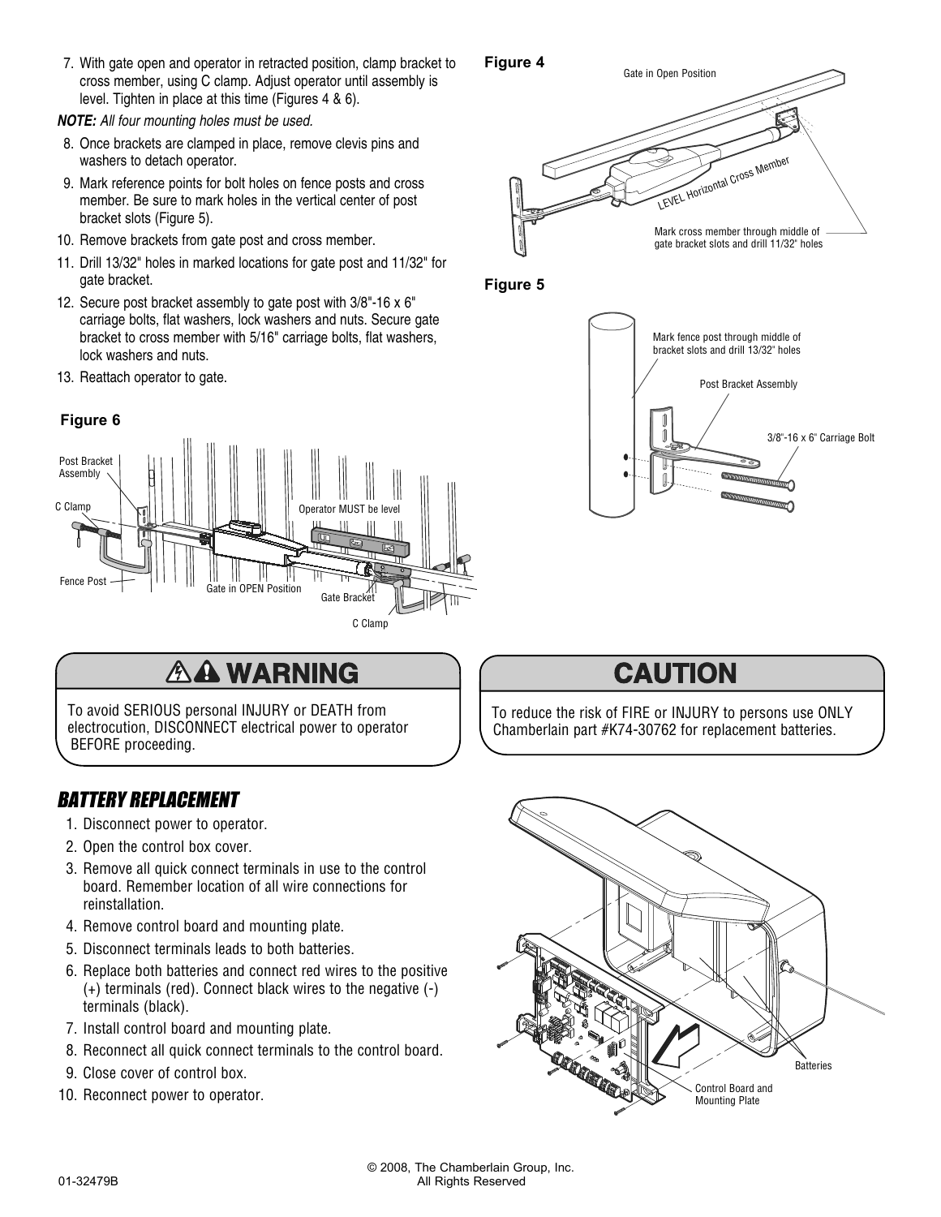7. With gate open and operator in retracted position, clamp bracket to cross member, using C clamp. Adjust operator until assembly is level. Tighten in place at this time (Figures 4 & 6).

***NOTE:*** *All four mounting holes must be used.*

8. Once brackets are clamped in place, remove clevis pins and washers to detach operator.
9. Mark reference points for bolt holes on fence posts and cross member. Be sure to mark holes in the vertical center of post bracket slots (Figure 5).
10. Remove brackets from gate post and cross member.
11. Drill 13/32" holes in marked locations for gate post and 11/32" for gate bracket.
12. Secure post bracket assembly to gate post with 3/8"-16 x 6" carriage bolts, flat washers, lock washers and nuts. Secure gate bracket to cross member with 5/16" carriage bolts, flat washers, lock washers and nuts.
13. Reattach operator to gate.

**Figure 4**

Gate in Open Position

LEVEL Horizontal Cross Member

Mark cross member through middle of gate bracket slots and drill 11/32" holes

**Figure 5**

Mark fence post through middle of bracket slots and drill 13/32" holes

Post Bracket Assembly

3/8"-16 x 6" Carriage Bolt

**Figure 6**

Post Bracket Assembly

C Clamp

Operator MUST be level

Fence Post

Gate in OPEN Position

Gate Bracket

C Clamp

## WARNING

To avoid SERIOUS personal INJURY or DEATH from electrocution, DISCONNECT electrical power to operator BEFORE proceeding.

## CAUTION

To reduce the risk of FIRE or INJURY to persons use ONLY Chamberlain part #K74-30762 for replacement batteries.

## *BATTERY REPLACEMENT*

1. Disconnect power to operator.
2. Open the control box cover.
3. Remove all quick connect terminals in use to the control board. Remember location of all wire connections for reinstallation.
4. Remove control board and mounting plate.
5. Disconnect terminals leads to both batteries.
6. Replace both batteries and connect red wires to the positive (+) terminals (red). Connect black wires to the negative (-) terminals (black).
7. Install control board and mounting plate.
8. Reconnect all quick connect terminals to the control board.
9. Close cover of control box.
10. Reconnect power to operator.

Batteries

Control Board and Mounting Plate

© 2008, The Chamberlain Group, Inc.
All Rights Reserved

01-32479B